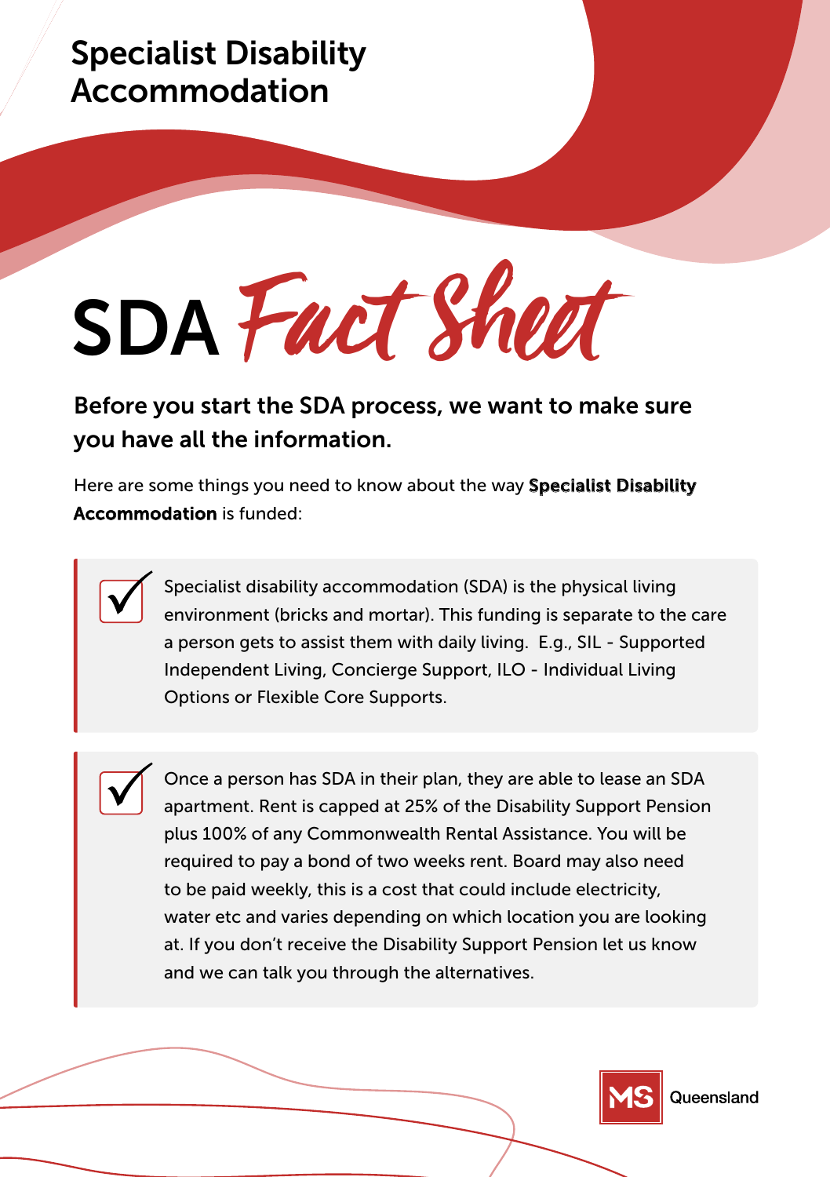# Specialist Disability Accommodation

# SDA *Fact Sheet*

## Before you start the SDA process, we want to make sure you have all the information.

Here are some things you need to know about the way **Specialist Disability Accommodation** is funded:

- ✓ Specialist disability accommodation (SDA) is the physical living environment (bricks and mortar). This funding is separate to the care a person gets to assist them with daily living. E.g., SIL - Supported Independent Living, Concierge Support, ILO - Individual Living Options or Flexible Core Supports.

- ✓ Once a person has SDA in their plan, they are able to lease an SDA apartment. Rent is capped at 25% of the Disability Support Pension plus 100% of any Commonwealth Rental Assistance. You will be required to pay a bond of two weeks rent. Board may also need to be paid weekly, this is a cost that could include electricity, water etc and varies depending on which location you are looking at. If you don't receive the Disability Support Pension let us know and we can talk you through the alternatives.

MS Queensland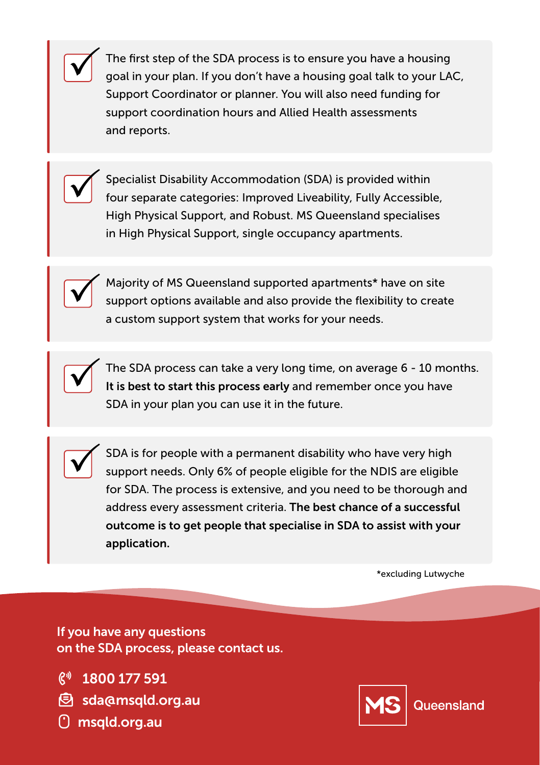- The first step of the SDA process is to ensure you have a housing goal in your plan. If you don't have a housing goal talk to your LAC, Support Coordinator or planner. You will also need funding for support coordination hours and Allied Health assessments and reports.

- Specialist Disability Accommodation (SDA) is provided within four separate categories: Improved Liveability, Fully Accessible, High Physical Support, and Robust. MS Queensland specialises in High Physical Support, single occupancy apartments.

- Majority of MS Queensland supported apartments* have on site support options available and also provide the flexibility to create a custom support system that works for your needs.

- The SDA process can take a very long time, on average 6 - 10 months. **It is best to start this process early** and remember once you have SDA in your plan you can use it in the future.

- SDA is for people with a permanent disability who have very high support needs. Only 6% of people eligible for the NDIS are eligible for SDA. The process is extensive, and you need to be thorough and address every assessment criteria. **The best chance of a successful outcome is to get people that specialise in SDA to assist with your application.**

*excluding Lutwyche

**If you have any questions on the SDA process, please contact us.**

**1800 177 591**

**sda@msqld.org.au**

**msqld.org.au**

MS Queensland